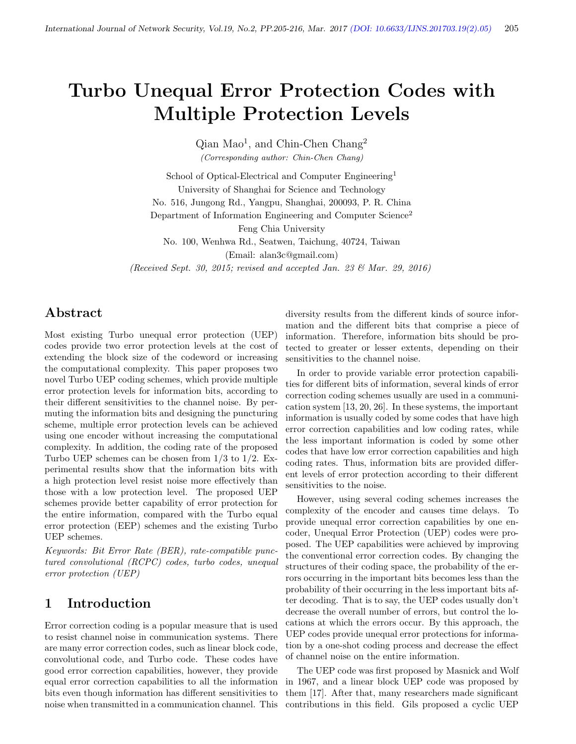# Turbo Unequal Error Protection Codes with Multiple Protection Levels

Qian Mao[1], and Chin-Chen Chang[2]

*(Corresponding author: Chin-Chen Chang)*

School of Optical-Electrical and Computer Engineering[1]

University of Shanghai for Science and Technology

No. 516, Jungong Rd., Yangpu, Shanghai, 200093, P. R. China

Department of Information Engineering and Computer Science[2]

Feng Chia University

No. 100, Wenhwa Rd., Seatwen, Taichung, 40724, Taiwan

(Email: alan3c@gmail.com)

*(Received Sept. 30, 2015; revised and accepted Jan. 23 & Mar. 29, 2016)*

## Abstract

Most existing Turbo unequal error protection (UEP) codes provide two error protection levels at the cost of extending the block size of the codeword or increasing the computational complexity. This paper proposes two novel Turbo UEP coding schemes, which provide multiple error protection levels for information bits, according to their different sensitivities to the channel noise. By permuting the information bits and designing the puncturing scheme, multiple error protection levels can be achieved using one encoder without increasing the computational complexity. In addition, the coding rate of the proposed Turbo UEP schemes can be chosen from 1/3 to 1/2. Experimental results show that the information bits with a high protection level resist noise more effectively than those with a low protection level. The proposed UEP schemes provide better capability of error protection for the entire information, compared with the Turbo equal error protection (EEP) schemes and the existing Turbo UEP schemes.

*Keywords: Bit Error Rate (BER), rate-compatible punctured convolutional (RCPC) codes, turbo codes, unequal error protection (UEP)*

## 1 Introduction

Error correction coding is a popular measure that is used to resist channel noise in communication systems. There are many error correction codes, such as linear block code, convolutional code, and Turbo code. These codes have good error correction capabilities, however, they provide equal error correction capabilities to all the information bits even though information has different sensitivities to noise when transmitted in a communication channel. This diversity results from the different kinds of source information and the different bits that comprise a piece of information. Therefore, information bits should be protected to greater or lesser extents, depending on their sensitivities to the channel noise.

In order to provide variable error protection capabilities for different bits of information, several kinds of error correction coding schemes usually are used in a communication system [13, 20, 26]. In these systems, the important information is usually coded by some codes that have high error correction capabilities and low coding rates, while the less important information is coded by some other codes that have low error correction capabilities and high coding rates. Thus, information bits are provided different levels of error protection according to their different sensitivities to the noise.

However, using several coding schemes increases the complexity of the encoder and causes time delays. To provide unequal error correction capabilities by one encoder, Unequal Error Protection (UEP) codes were proposed. The UEP capabilities were achieved by improving the conventional error correction codes. By changing the structures of their coding space, the probability of the errors occurring in the important bits becomes less than the probability of their occurring in the less important bits after decoding. That is to say, the UEP codes usually don't decrease the overall number of errors, but control the locations at which the errors occur. By this approach, the UEP codes provide unequal error protections for information by a one-shot coding process and decrease the effect of channel noise on the entire information.

The UEP code was first proposed by Masnick and Wolf in 1967, and a linear block UEP code was proposed by them [17]. After that, many researchers made significant contributions in this field. Gils proposed a cyclic UEP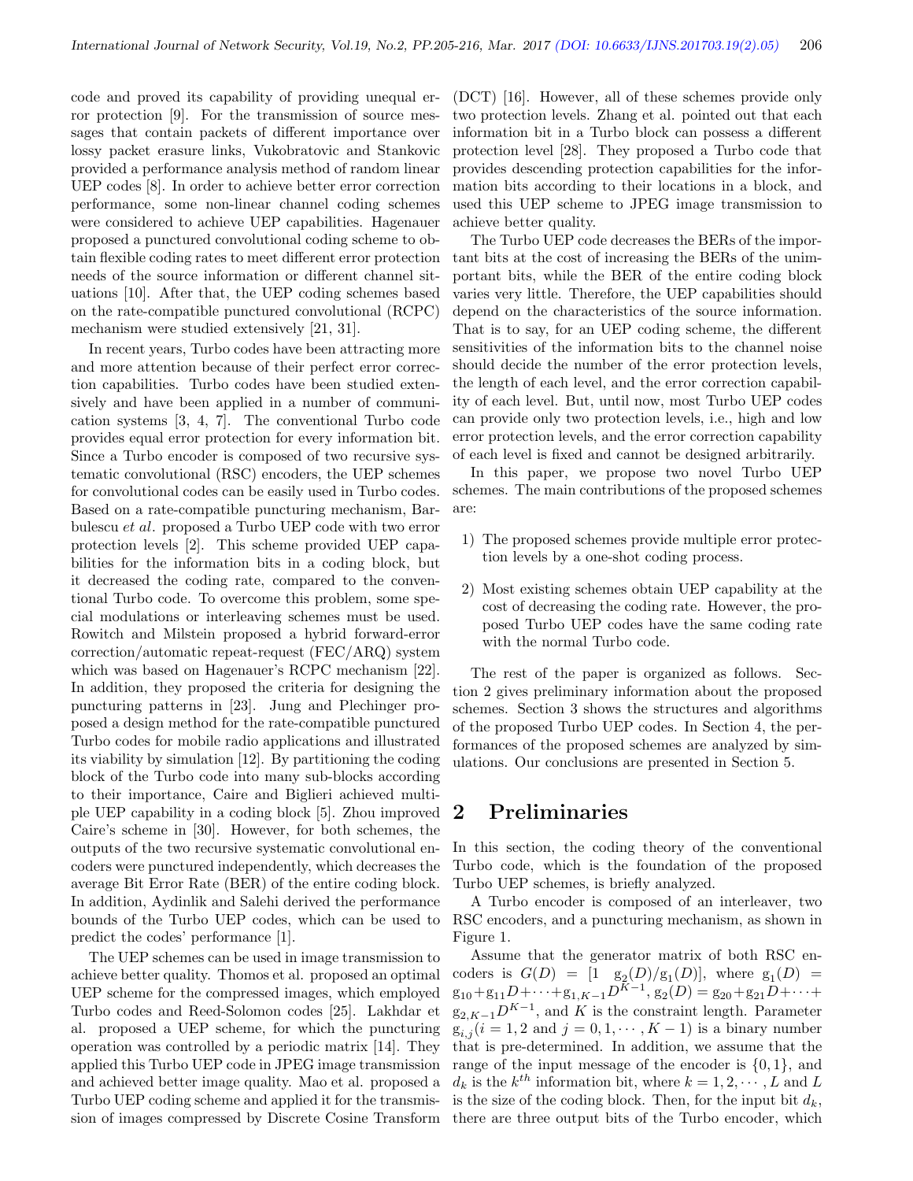code and proved its capability of providing unequal error protection [9]. For the transmission of source messages that contain packets of different importance over lossy packet erasure links, Vukobratovic and Stankovic provided a performance analysis method of random linear UEP codes [8]. In order to achieve better error correction performance, some non-linear channel coding schemes were considered to achieve UEP capabilities. Hagenauer proposed a punctured convolutional coding scheme to obtain flexible coding rates to meet different error protection needs of the source information or different channel situations [10]. After that, the UEP coding schemes based on the rate-compatible punctured convolutional (RCPC) mechanism were studied extensively [21, 31].

In recent years, Turbo codes have been attracting more and more attention because of their perfect error correction capabilities. Turbo codes have been studied extensively and have been applied in a number of communication systems [3, 4, 7]. The conventional Turbo code provides equal error protection for every information bit. Since a Turbo encoder is composed of two recursive systematic convolutional (RSC) encoders, the UEP schemes for convolutional codes can be easily used in Turbo codes. Based on a rate-compatible puncturing mechanism, Barbulescu *et al.* proposed a Turbo UEP code with two error protection levels [2]. This scheme provided UEP capabilities for the information bits in a coding block, but it decreased the coding rate, compared to the conventional Turbo code. To overcome this problem, some special modulations or interleaving schemes must be used. Rowitch and Milstein proposed a hybrid forward-error correction/automatic repeat-request (FEC/ARQ) system which was based on Hagenauer's RCPC mechanism [22]. In addition, they proposed the criteria for designing the puncturing patterns in [23]. Jung and Plechinger proposed a design method for the rate-compatible punctured Turbo codes for mobile radio applications and illustrated its viability by simulation [12]. By partitioning the coding block of the Turbo code into many sub-blocks according to their importance, Caire and Biglieri achieved multiple UEP capability in a coding block [5]. Zhou improved Caire's scheme in [30]. However, for both schemes, the outputs of the two recursive systematic convolutional encoders were punctured independently, which decreases the average Bit Error Rate (BER) of the entire coding block. In addition, Aydinlik and Salehi derived the performance bounds of the Turbo UEP codes, which can be used to predict the codes' performance [1].

The UEP schemes can be used in image transmission to achieve better quality. Thomos et al. proposed an optimal UEP scheme for the compressed images, which employed Turbo codes and Reed-Solomon codes [25]. Lakhdar et al. proposed a UEP scheme, for which the puncturing operation was controlled by a periodic matrix [14]. They applied this Turbo UEP code in JPEG image transmission and achieved better image quality. Mao et al. proposed a Turbo UEP coding scheme and applied it for the transmission of images compressed by Discrete Cosine Transform (DCT) [16]. However, all of these schemes provide only two protection levels. Zhang et al. pointed out that each information bit in a Turbo block can possess a different protection level [28]. They proposed a Turbo code that provides descending protection capabilities for the information bits according to their locations in a block, and used this UEP scheme to JPEG image transmission to achieve better quality.

The Turbo UEP code decreases the BERs of the important bits at the cost of increasing the BERs of the unimportant bits, while the BER of the entire coding block varies very little. Therefore, the UEP capabilities should depend on the characteristics of the source information. That is to say, for an UEP coding scheme, the different sensitivities of the information bits to the channel noise should decide the number of the error protection levels, the length of each level, and the error correction capability of each level. But, until now, most Turbo UEP codes can provide only two protection levels, i.e., high and low error protection levels, and the error correction capability of each level is fixed and cannot be designed arbitrarily.

In this paper, we propose two novel Turbo UEP schemes. The main contributions of the proposed schemes are:

1) The proposed schemes provide multiple error protection levels by a one-shot coding process.

2) Most existing schemes obtain UEP capability at the cost of decreasing the coding rate. However, the proposed Turbo UEP codes have the same coding rate with the normal Turbo code.

The rest of the paper is organized as follows. Section 2 gives preliminary information about the proposed schemes. Section 3 shows the structures and algorithms of the proposed Turbo UEP codes. In Section 4, the performances of the proposed schemes are analyzed by simulations. Our conclusions are presented in Section 5.

## 2 Preliminaries

In this section, the coding theory of the conventional Turbo code, which is the foundation of the proposed Turbo UEP schemes, is briefly analyzed.

A Turbo encoder is composed of an interleaver, two RSC encoders, and a puncturing mechanism, as shown in Figure 1.

Assume that the generator matrix of both RSC encoders is $G(D) = [1 \quad g_2(D)/g_1(D)]$, where $g_1(D) = g_{10} + g_{11}D + \cdots + g_{1,K-1}D^{K-1}$, $g_2(D) = g_{20} + g_{21}D + \cdots + g_{2,K-1}D^{K-1}$, and $K$ is the constraint length. Parameter $g_{i,j}(i = 1, 2$ and $j = 0, 1, \cdots, K-1)$ is a binary number that is pre-determined. In addition, we assume that the range of the input message of the encoder is $\{0, 1\}$, and $d_k$ is the $k^{th}$ information bit, where $k = 1, 2, \cdots, L$ and $L$ is the size of the coding block. Then, for the input bit $d_k$, there are three output bits of the Turbo encoder, which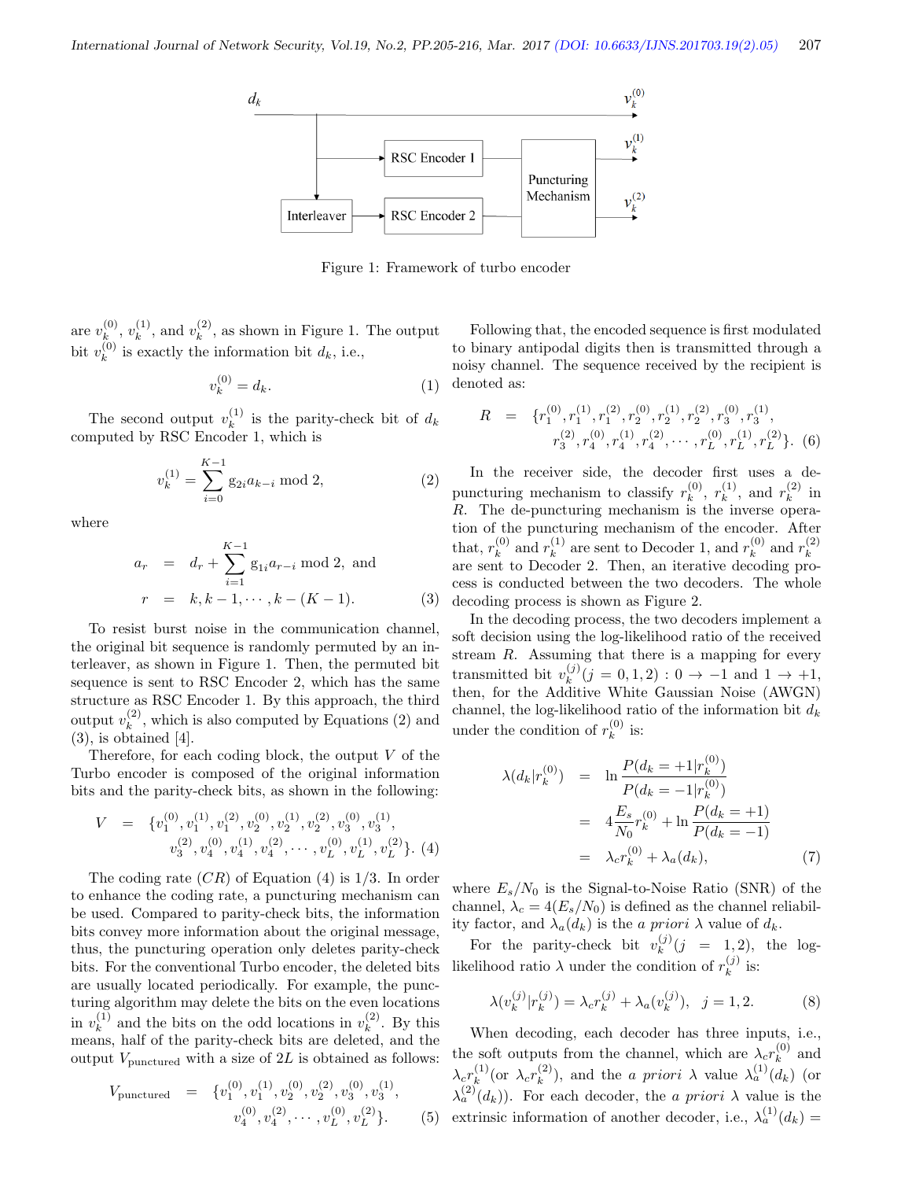Figure 1: Framework of turbo encoder

are $v_k^{(0)}$, $v_k^{(1)}$, and $v_k^{(2)}$, as shown in Figure 1. The output bit $v_k^{(0)}$ is exactly the information bit $d_k$, i.e.,

$$v_k^{(0)} = d_k. \tag{1}$$

The second output $v_k^{(1)}$ is the parity-check bit of $d_k$ computed by RSC Encoder 1, which is

$$v_k^{(1)} = \sum_{i=0}^{K-1} g_{2i} a_{k-i} \bmod 2, \tag{2}$$

where

$$\begin{aligned} a_r &= d_r + \sum_{i=1}^{K-1} g_{1i} a_{r-i} \bmod 2, \text{ and} \\ r &= k, k-1, \cdots, k-(K-1). \end{aligned} \tag{3}$$

To resist burst noise in the communication channel, the original bit sequence is randomly permuted by an interleaver, as shown in Figure 1. Then, the permuted bit sequence is sent to RSC Encoder 2, which has the same structure as RSC Encoder 1. By this approach, the third output $v_k^{(2)}$, which is also computed by Equations (2) and (3), is obtained [4].

Therefore, for each coding block, the output $V$ of the Turbo encoder is composed of the original information bits and the parity-check bits, as shown in the following:

$$\begin{aligned} V = \{ & v_1^{(0)}, v_1^{(1)}, v_1^{(2)}, v_2^{(0)}, v_2^{(1)}, v_2^{(2)}, v_3^{(0)}, v_3^{(1)}, \\ & v_3^{(2)}, v_4^{(0)}, v_4^{(1)}, v_4^{(2)}, \cdots, v_L^{(0)}, v_L^{(1)}, v_L^{(2)}\}. \end{aligned} \tag{4}$$

The coding rate ($CR$) of Equation (4) is 1/3. In order to enhance the coding rate, a puncturing mechanism can be used. Compared to parity-check bits, the information bits convey more information about the original message, thus, the puncturing operation only deletes parity-check bits. For the conventional Turbo encoder, the deleted bits are usually located periodically. For example, the puncturing algorithm may delete the bits on the even locations in $v_k^{(1)}$ and the bits on the odd locations in $v_k^{(2)}$. By this means, half of the parity-check bits are deleted, and the output $V_{\text{punctured}}$ with a size of $2L$ is obtained as follows:

$$\begin{aligned} V_{\text{punctured}} = \{ & v_1^{(0)}, v_1^{(1)}, v_2^{(0)}, v_2^{(2)}, v_3^{(0)}, v_3^{(1)}, \\ & v_4^{(0)}, v_4^{(2)}, \cdots, v_L^{(0)}, v_L^{(2)}\}. \end{aligned} \tag{5}$$

Following that, the encoded sequence is first modulated to binary antipodal digits then is transmitted through a noisy channel. The sequence received by the recipient is denoted as:

$$\begin{aligned} R = \{ & r_1^{(0)}, r_1^{(1)}, r_1^{(2)}, r_2^{(0)}, r_2^{(1)}, r_2^{(2)}, r_3^{(0)}, r_3^{(1)}, \\ & r_3^{(2)}, r_4^{(0)}, r_4^{(1)}, r_4^{(2)}, \cdots, r_L^{(0)}, r_L^{(1)}, r_L^{(2)}\}. \end{aligned} \tag{6}$$

In the receiver side, the decoder first uses a de-puncturing mechanism to classify $r_k^{(0)}$, $r_k^{(1)}$, and $r_k^{(2)}$ in $R$. The de-puncturing mechanism is the inverse operation of the puncturing mechanism of the encoder. After that, $r_k^{(0)}$ and $r_k^{(1)}$ are sent to Decoder 1, and $r_k^{(0)}$ and $r_k^{(2)}$ are sent to Decoder 2. Then, an iterative decoding process is conducted between the two decoders. The whole decoding process is shown as Figure 2.

In the decoding process, the two decoders implement a soft decision using the log-likelihood ratio of the received stream $R$. Assuming that there is a mapping for every transmitted bit $v_k^{(j)} (j = 0, 1, 2) : 0 \to -1$ and $1 \to +1$, then, for the Additive White Gaussian Noise (AWGN) channel, the log-likelihood ratio of the information bit $d_k$ under the condition of $r_k^{(0)}$ is:

$$\begin{aligned} \lambda(d_k | r_k^{(0)}) &= \ln \frac{P(d_k = +1 | r_k^{(0)})}{P(d_k = -1 | r_k^{(0)})} \\ &= 4 \frac{E_s}{N_0} r_k^{(0)} + \ln \frac{P(d_k = +1)}{P(d_k = -1)} \\ &= \lambda_c r_k^{(0)} + \lambda_a(d_k), \end{aligned} \tag{7}$$

where $E_s/N_0$ is the Signal-to-Noise Ratio (SNR) of the channel, $\lambda_c = 4(E_s/N_0)$ is defined as the channel reliability factor, and $\lambda_a(d_k)$ is the *a priori* $\lambda$ value of $d_k$.

For the parity-check bit $v_k^{(j)} (j = 1, 2)$, the log-likelihood ratio $\lambda$ under the condition of $r_k^{(j)}$ is:

$$\lambda(v_k^{(j)} | r_k^{(j)}) = \lambda_c r_k^{(j)} + \lambda_a(v_k^{(j)}), \quad j = 1, 2. \tag{8}$$

When decoding, each decoder has three inputs, i.e., the soft outputs from the channel, which are $\lambda_c r_k^{(0)}$ and $\lambda_c r_k^{(1)}$(or $\lambda_c r_k^{(2)}$), and the *a priori* $\lambda$ value $\lambda_a^{(1)}(d_k)$ (or $\lambda_a^{(2)}(d_k)$). For each decoder, the *a priori* $\lambda$ value is the extrinsic information of another decoder, i.e., $\lambda_a^{(1)}(d_k) =$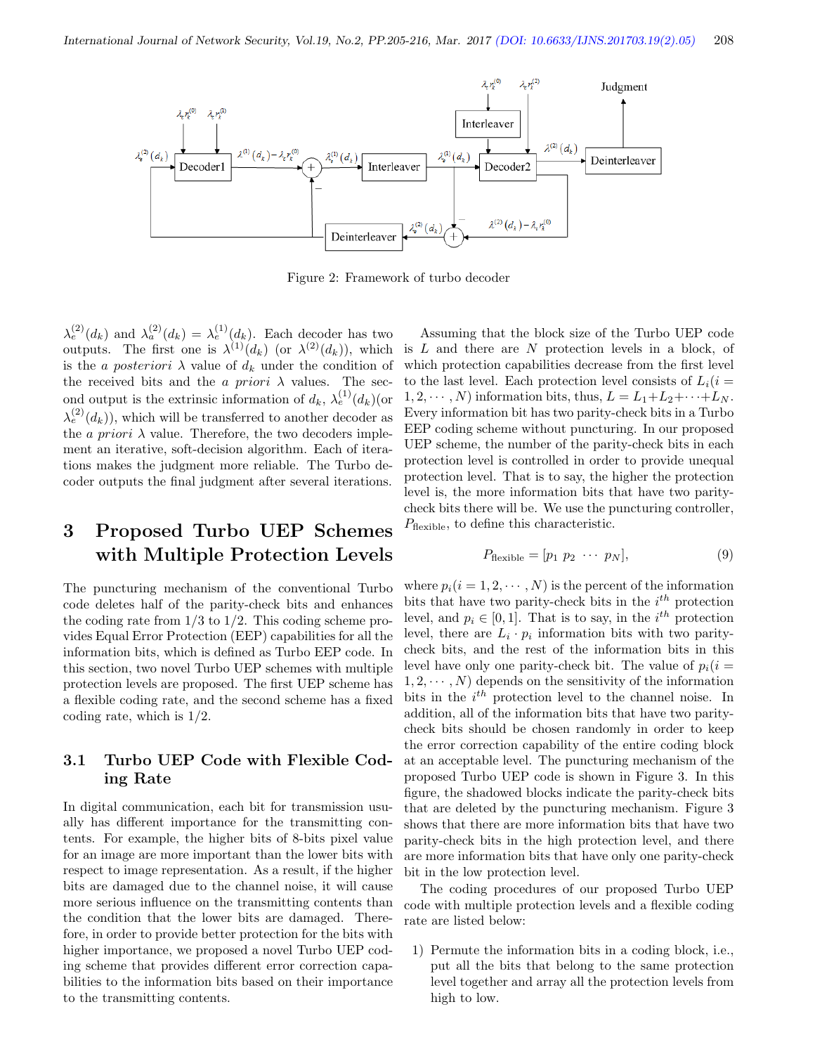Figure 2: Framework of turbo decoder

$\lambda_e^{(2)}(d_k)$ and $\lambda_a^{(2)}(d_k) = \lambda_e^{(1)}(d_k)$. Each decoder has two outputs. The first one is $\lambda^{(1)}(d_k)$ (or $\lambda^{(2)}(d_k)$), which is the *a posteriori* $\lambda$ value of $d_k$ under the condition of the received bits and the *a priori* $\lambda$ values. The second output is the extrinsic information of $d_k$, $\lambda_e^{(1)}(d_k)$(or $\lambda_e^{(2)}(d_k)$), which will be transferred to another decoder as the *a priori* $\lambda$ value. Therefore, the two decoders implement an iterative, soft-decision algorithm. Each of iterations makes the judgment more reliable. The Turbo decoder outputs the final judgment after several iterations.

## 3 Proposed Turbo UEP Schemes with Multiple Protection Levels

The puncturing mechanism of the conventional Turbo code deletes half of the parity-check bits and enhances the coding rate from 1/3 to 1/2. This coding scheme provides Equal Error Protection (EEP) capabilities for all the information bits, which is defined as Turbo EEP code. In this section, two novel Turbo UEP schemes with multiple protection levels are proposed. The first UEP scheme has a flexible coding rate, and the second scheme has a fixed coding rate, which is 1/2.

### 3.1 Turbo UEP Code with Flexible Coding Rate

In digital communication, each bit for transmission usually has different importance for the transmitting contents. For example, the higher bits of 8-bits pixel value for an image are more important than the lower bits with respect to image representation. As a result, if the higher bits are damaged due to the channel noise, it will cause more serious influence on the transmitting contents than the condition that the lower bits are damaged. Therefore, in order to provide better protection for the bits with higher importance, we proposed a novel Turbo UEP coding scheme that provides different error correction capabilities to the information bits based on their importance to the transmitting contents.

Assuming that the block size of the Turbo UEP code is $L$ and there are $N$ protection levels in a block, of which protection capabilities decrease from the first level to the last level. Each protection level consists of $L_i (i = 1, 2, \cdots, N)$ information bits, thus, $L = L_1 + L_2 + \cdots + L_N$. Every information bit has two parity-check bits in a Turbo EEP coding scheme without puncturing. In our proposed UEP scheme, the number of the parity-check bits in each protection level is controlled in order to provide unequal protection level. That is to say, the higher the protection level is, the more information bits that have two parity-check bits there will be. We use the puncturing controller, $P_{\text{flexible}}$, to define this characteristic.

$$P_{\text{flexible}} = [p_1 \ p_2 \ \cdots \ p_N], \tag{9}$$

where $p_i (i = 1, 2, \cdots, N)$ is the percent of the information bits that have two parity-check bits in the $i^{th}$ protection level, and $p_i \in [0, 1]$. That is to say, in the $i^{th}$ protection level, there are $L_i \cdot p_i$ information bits with two parity-check bits, and the rest of the information bits in this level have only one parity-check bit. The value of $p_i (i = 1, 2, \cdots, N)$ depends on the sensitivity of the information bits in the $i^{th}$ protection level to the channel noise. In addition, all of the information bits that have two parity-check bits should be chosen randomly in order to keep the error correction capability of the entire coding block at an acceptable level. The puncturing mechanism of the proposed Turbo UEP code is shown in Figure 3. In this figure, the shadowed blocks indicate the parity-check bits that are deleted by the puncturing mechanism. Figure 3 shows that there are more information bits that have two parity-check bits in the high protection level, and there are more information bits that have only one parity-check bit in the low protection level.

The coding procedures of our proposed Turbo UEP code with multiple protection levels and a flexible coding rate are listed below:

1) Permute the information bits in a coding block, i.e., put all the bits that belong to the same protection level together and array all the protection levels from high to low.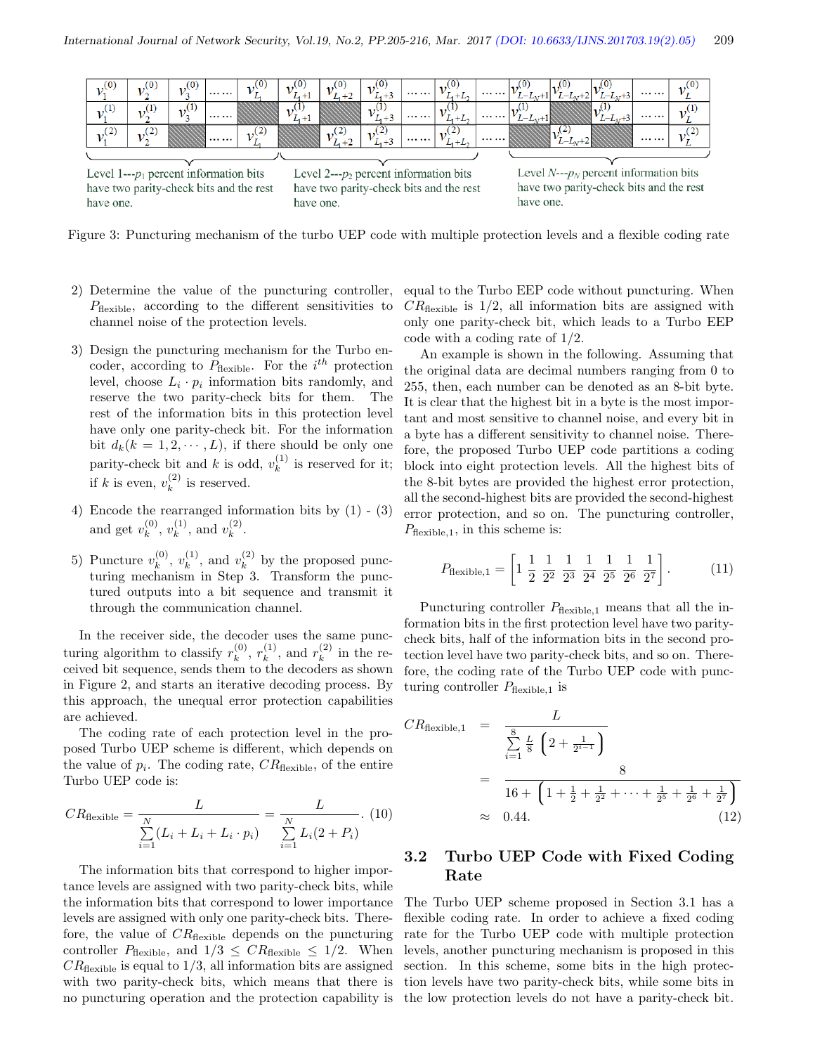Level 1---$p_1$ percent information bits have two parity-check bits and the rest have one.

Level 2---$p_2$ percent information bits have two parity-check bits and the rest have one.

Level $N$---$p_N$ percent information bits have two parity-check bits and the rest have one.

Figure 3: Puncturing mechanism of the turbo UEP code with multiple protection levels and a flexible coding rate

2) Determine the value of the puncturing controller, $P_{\text{flexible}}$, according to the different sensitivities to channel noise of the protection levels.

3) Design the puncturing mechanism for the Turbo encoder, according to $P_{\text{flexible}}$. For the $i^{th}$ protection level, choose $L_i \cdot p_i$ information bits randomly, and reserve the two parity-check bits for them. The rest of the information bits in this protection level have only one parity-check bit. For the information bit $d_k (k = 1, 2, \cdots, L)$, if there should be only one parity-check bit and $k$ is odd, $v_k^{(1)}$ is reserved for it; if $k$ is even, $v_k^{(2)}$ is reserved.

4) Encode the rearranged information bits by (1) - (3) and get $v_k^{(0)}$, $v_k^{(1)}$, and $v_k^{(2)}$.

5) Puncture $v_k^{(0)}$, $v_k^{(1)}$, and $v_k^{(2)}$ by the proposed puncturing mechanism in Step 3. Transform the punctured outputs into a bit sequence and transmit it through the communication channel.

In the receiver side, the decoder uses the same puncturing algorithm to classify $r_k^{(0)}$, $r_k^{(1)}$, and $r_k^{(2)}$ in the received bit sequence, sends them to the decoders as shown in Figure 2, and starts an iterative decoding process. By this approach, the unequal error protection capabilities are achieved.

The coding rate of each protection level in the proposed Turbo UEP scheme is different, which depends on the value of $p_i$. The coding rate, $CR_{\text{flexible}}$, of the entire Turbo UEP code is:

$$CR_{\text{flexible}} = \frac{L}{\sum_{i=1}^{N}(L_i + L_i + L_i \cdot p_i)} = \frac{L}{\sum_{i=1}^{N} L_i(2 + P_i)}. \quad (10)$$

The information bits that correspond to higher importance levels are assigned with two parity-check bits, while the information bits that correspond to lower importance levels are assigned with only one parity-check bits. Therefore, the value of $CR_{\text{flexible}}$ depends on the puncturing controller $P_{\text{flexible}}$, and $1/3 \le CR_{\text{flexible}} \le 1/2$. When $CR_{\text{flexible}}$ is equal to 1/3, all information bits are assigned with two parity-check bits, which means that there is no puncturing operation and the protection capability is equal to the Turbo EEP code without puncturing. When $CR_{\text{flexible}}$ is 1/2, all information bits are assigned with only one parity-check bit, which leads to a Turbo EEP code with a coding rate of 1/2.

An example is shown in the following. Assuming that the original data are decimal numbers ranging from 0 to 255, then, each number can be denoted as an 8-bit byte. It is clear that the highest bit in a byte is the most important and most sensitive to channel noise, and every bit in a byte has a different sensitivity to channel noise. Therefore, the proposed Turbo UEP code partitions a coding block into eight protection levels. All the highest bits of the 8-bit bytes are provided the highest error protection, all the second-highest bits are provided the second-highest error protection, and so on. The puncturing controller, $P_{\text{flexible},1}$, in this scheme is:

$$P_{\text{flexible},1} = \left[1 \ \frac{1}{2} \ \frac{1}{2^2} \ \frac{1}{2^3} \ \frac{1}{2^4} \ \frac{1}{2^5} \ \frac{1}{2^6} \ \frac{1}{2^7}\right]. \quad (11)$$

Puncturing controller $P_{\text{flexible},1}$ means that all the information bits in the first protection level have two parity-check bits, half of the information bits in the second protection level have two parity-check bits, and so on. Therefore, the coding rate of the Turbo UEP code with puncturing controller $P_{\text{flexible},1}$ is

$$\begin{aligned} CR_{\text{flexible},1} &= \frac{L}{\sum_{i=1}^{8} \frac{L}{8}\left(2 + \frac{1}{2^{i-1}}\right)} \\ &= \frac{8}{16 + \left(1 + \frac{1}{2} + \frac{1}{2^2} + \cdots + \frac{1}{2^5} + \frac{1}{2^6} + \frac{1}{2^7}\right)} \\ &\approx 0.44. \end{aligned} \quad (12)$$

## 3.2 Turbo UEP Code with Fixed Coding Rate

The Turbo UEP scheme proposed in Section 3.1 has a flexible coding rate. In order to achieve a fixed coding rate for the Turbo UEP code with multiple protection levels, another puncturing mechanism is proposed in this section. In this scheme, some bits in the high protection levels have two parity-check bits, while some bits in the low protection levels do not have a parity-check bit.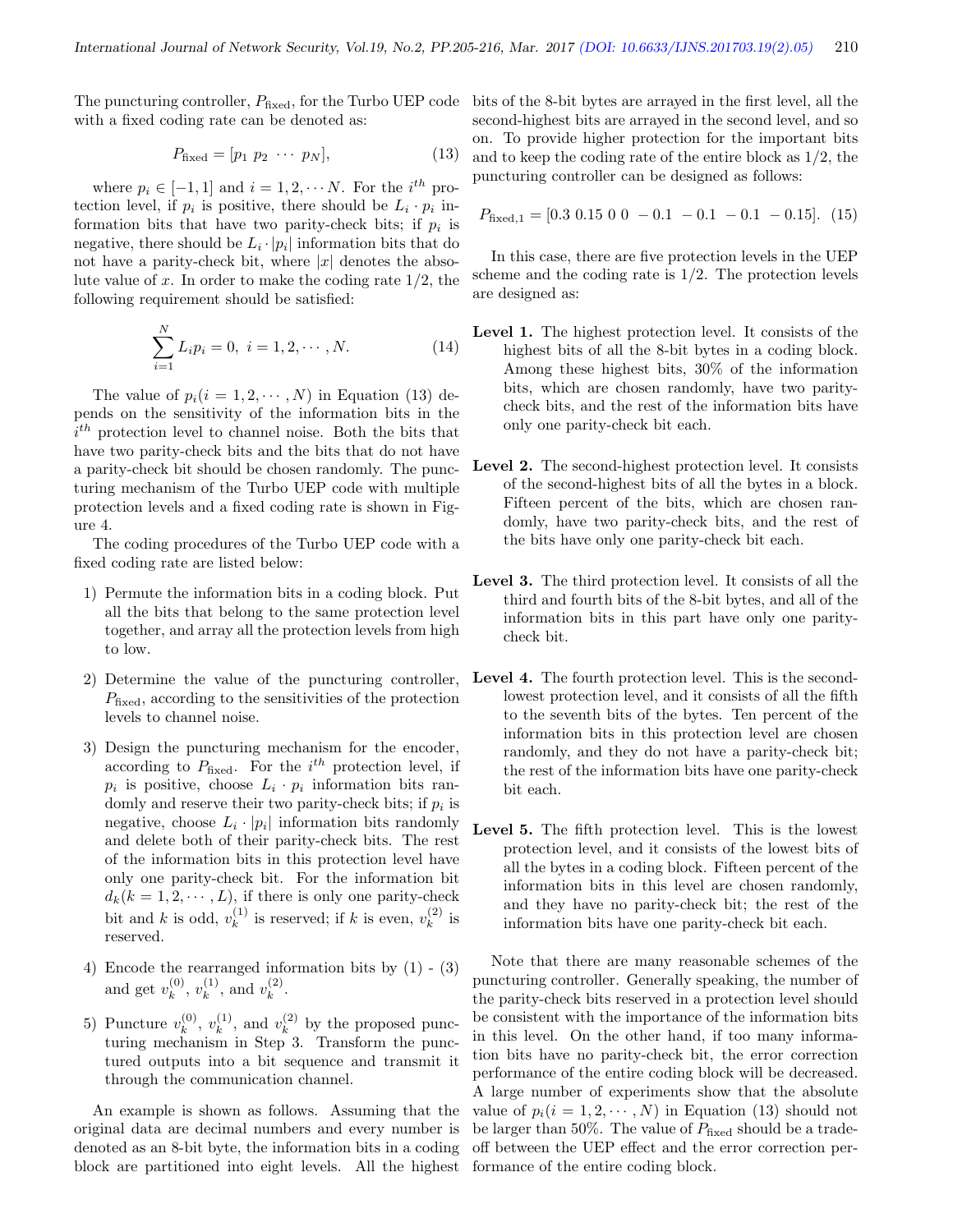The puncturing controller, $P_{\text{fixed}}$, for the Turbo UEP code with a fixed coding rate can be denoted as:

$$P_{\text{fixed}} = [p_1\ p_2\ \cdots\ p_N], \tag{13}$$

where $p_i \in [-1, 1]$ and $i = 1, 2, \cdots N$. For the $i^{th}$ protection level, if $p_i$ is positive, there should be $L_i \cdot p_i$ information bits that have two parity-check bits; if $p_i$ is negative, there should be $L_i \cdot |p_i|$ information bits that do not have a parity-check bit, where $|x|$ denotes the absolute value of $x$. In order to make the coding rate 1/2, the following requirement should be satisfied:

$$\sum_{i=1}^{N} L_i p_i = 0,\ i = 1, 2, \cdots, N. \tag{14}$$

The value of $p_i (i = 1, 2, \cdots, N)$ in Equation (13) depends on the sensitivity of the information bits in the $i^{th}$ protection level to channel noise. Both the bits that have two parity-check bits and the bits that do not have a parity-check bit should be chosen randomly. The puncturing mechanism of the Turbo UEP code with multiple protection levels and a fixed coding rate is shown in Figure 4.

The coding procedures of the Turbo UEP code with a fixed coding rate are listed below:

1) Permute the information bits in a coding block. Put all the bits that belong to the same protection level together, and array all the protection levels from high to low.

2) Determine the value of the puncturing controller, $P_{\text{fixed}}$, according to the sensitivities of the protection levels to channel noise.

3) Design the puncturing mechanism for the encoder, according to $P_{\text{fixed}}$. For the $i^{th}$ protection level, if $p_i$ is positive, choose $L_i \cdot p_i$ information bits randomly and reserve their two parity-check bits; if $p_i$ is negative, choose $L_i \cdot |p_i|$ information bits randomly and delete both of their parity-check bits. The rest of the information bits in this protection level have only one parity-check bit. For the information bit $d_k (k = 1, 2, \cdots, L)$, if there is only one parity-check bit and $k$ is odd, $v_k^{(1)}$ is reserved; if $k$ is even, $v_k^{(2)}$ is reserved.

4) Encode the rearranged information bits by (1) - (3) and get $v_k^{(0)}$, $v_k^{(1)}$, and $v_k^{(2)}$.

5) Puncture $v_k^{(0)}$, $v_k^{(1)}$, and $v_k^{(2)}$ by the proposed puncturing mechanism in Step 3. Transform the punctured outputs into a bit sequence and transmit it through the communication channel.

An example is shown as follows. Assuming that the original data are decimal numbers and every number is denoted as an 8-bit byte, the information bits in a coding block are partitioned into eight levels. All the highest bits of the 8-bit bytes are arrayed in the first level, all the second-highest bits are arrayed in the second level, and so on. To provide higher protection for the important bits and to keep the coding rate of the entire block as 1/2, the puncturing controller can be designed as follows:

$$P_{\text{fixed},1} = [0.3\ 0.15\ 0\ 0\ -0.1\ -0.1\ -0.1\ -0.15]. \tag{15}$$

In this case, there are five protection levels in the UEP scheme and the coding rate is 1/2. The protection levels are designed as:

**Level 1.** The highest protection level. It consists of the highest bits of all the 8-bit bytes in a coding block. Among these highest bits, 30% of the information bits, which are chosen randomly, have two parity-check bits, and the rest of the information bits have only one parity-check bit each.

**Level 2.** The second-highest protection level. It consists of the second-highest bits of all the bytes in a block. Fifteen percent of the bits, which are chosen randomly, have two parity-check bits, and the rest of the bits have only one parity-check bit each.

**Level 3.** The third protection level. It consists of all the third and fourth bits of the 8-bit bytes, and all of the information bits in this part have only one parity-check bit.

**Level 4.** The fourth protection level. This is the second-lowest protection level, and it consists of all the fifth to the seventh bits of the bytes. Ten percent of the information bits in this protection level are chosen randomly, and they do not have a parity-check bit; the rest of the information bits have one parity-check bit each.

**Level 5.** The fifth protection level. This is the lowest protection level, and it consists of the lowest bits of all the bytes in a coding block. Fifteen percent of the information bits in this level are chosen randomly, and they have no parity-check bit; the rest of the information bits have one parity-check bit each.

Note that there are many reasonable schemes of the puncturing controller. Generally speaking, the number of the parity-check bits reserved in a protection level should be consistent with the importance of the information bits in this level. On the other hand, if too many information bits have no parity-check bit, the error correction performance of the entire coding block will be decreased. A large number of experiments show that the absolute value of $p_i (i = 1, 2, \cdots, N)$ in Equation (13) should not be larger than 50%. The value of $P_{\text{fixed}}$ should be a tradeoff between the UEP effect and the error correction performance of the entire coding block.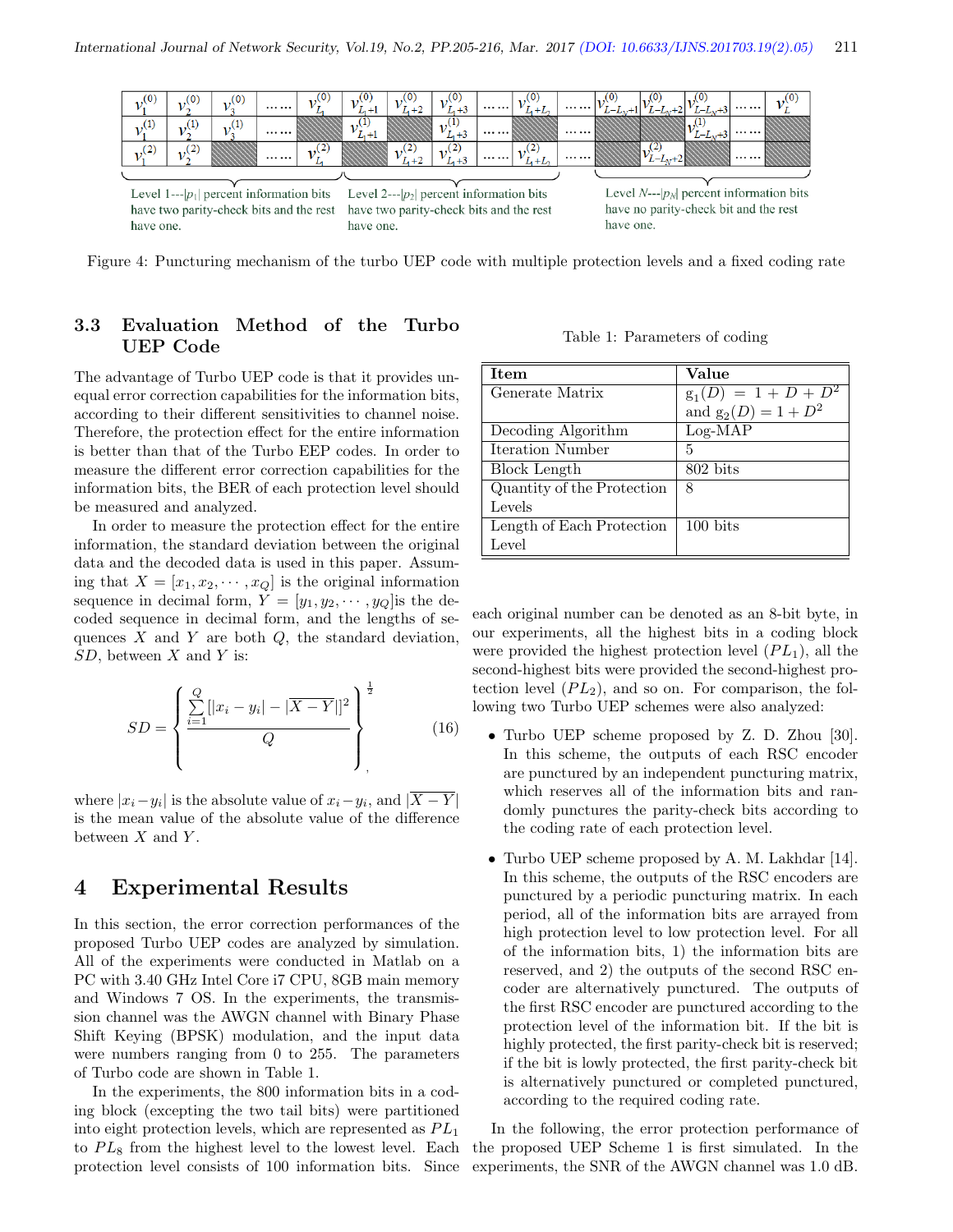Level 1---$|p_1|$ percent information bits have two parity-check bits and the rest have one.

Level 2---$|p_2|$ percent information bits have two parity-check bits and the rest have one.

Level $N$---$|p_N|$ percent information bits have no parity-check bit and the rest have one.

Figure 4: Puncturing mechanism of the turbo UEP code with multiple protection levels and a fixed coding rate

### 3.3 Evaluation Method of the Turbo UEP Code

The advantage of Turbo UEP code is that it provides unequal error correction capabilities for the information bits, according to their different sensitivities to channel noise. Therefore, the protection effect for the entire information is better than that of the Turbo EEP codes. In order to measure the different error correction capabilities for the information bits, the BER of each protection level should be measured and analyzed.

In order to measure the protection effect for the entire information, the standard deviation between the original data and the decoded data is used in this paper. Assuming that $X = [x_1, x_2, \cdots, x_Q]$ is the original information sequence in decimal form, $Y = [y_1, y_2, \cdots, y_Q]$ is the decoded sequence in decimal form, and the lengths of sequences $X$ and $Y$ are both $Q$, the standard deviation, $SD$, between $X$ and $Y$ is:

$$SD = \left\{ \frac{\sum_{i=1}^{Q} [|x_i - y_i| - |\overline{X - Y}|]^2}{Q} \right\}^{\frac{1}{2}}, \tag{16}$$

where $|x_i - y_i|$ is the absolute value of $x_i - y_i$, and $|\overline{X - Y}|$ is the mean value of the absolute value of the difference between $X$ and $Y$.

## 4 Experimental Results

In this section, the error correction performances of the proposed Turbo UEP codes are analyzed by simulation. All of the experiments were conducted in Matlab on a PC with 3.40 GHz Intel Core i7 CPU, 8GB main memory and Windows 7 OS. In the experiments, the transmission channel was the AWGN channel with Binary Phase Shift Keying (BPSK) modulation, and the input data were numbers ranging from 0 to 255. The parameters of Turbo code are shown in Table 1.

Table 1: Parameters of coding

| Item | Value |
|---|---|
| Generate Matrix | $g_1(D) = 1 + D + D^2$ and $g_2(D) = 1 + D^2$ |
| Decoding Algorithm | Log-MAP |
| Iteration Number | 5 |
| Block Length | 802 bits |
| Quantity of the Protection Levels | 8 |
| Length of Each Protection Level | 100 bits |

In the experiments, the 800 information bits in a coding block (excepting the two tail bits) were partitioned into eight protection levels, which are represented as $PL_1$ to $PL_8$ from the highest level to the lowest level. Each protection level consists of 100 information bits. Since each original number can be denoted as an 8-bit byte, in our experiments, all the highest bits in a coding block were provided the highest protection level ($PL_1$), all the second-highest bits were provided the second-highest protection level ($PL_2$), and so on. For comparison, the following two Turbo UEP schemes were also analyzed:

- Turbo UEP scheme proposed by Z. D. Zhou [30]. In this scheme, the outputs of each RSC encoder are punctured by an independent puncturing matrix, which reserves all of the information bits and randomly punctures the parity-check bits according to the coding rate of each protection level.

- Turbo UEP scheme proposed by A. M. Lakhdar [14]. In this scheme, the outputs of the RSC encoders are punctured by a periodic puncturing matrix. In each period, all of the information bits are arrayed from high protection level to low protection level. For all of the information bits, 1) the information bits are reserved, and 2) the outputs of the second RSC encoder are alternatively punctured. The outputs of the first RSC encoder are punctured according to the protection level of the information bit. If the bit is highly protected, the first parity-check bit is reserved; if the bit is lowly protected, the first parity-check bit is alternatively punctured or completed punctured, according to the required coding rate.

In the following, the error protection performance of the proposed UEP Scheme 1 is first simulated. In the experiments, the SNR of the AWGN channel was 1.0 dB.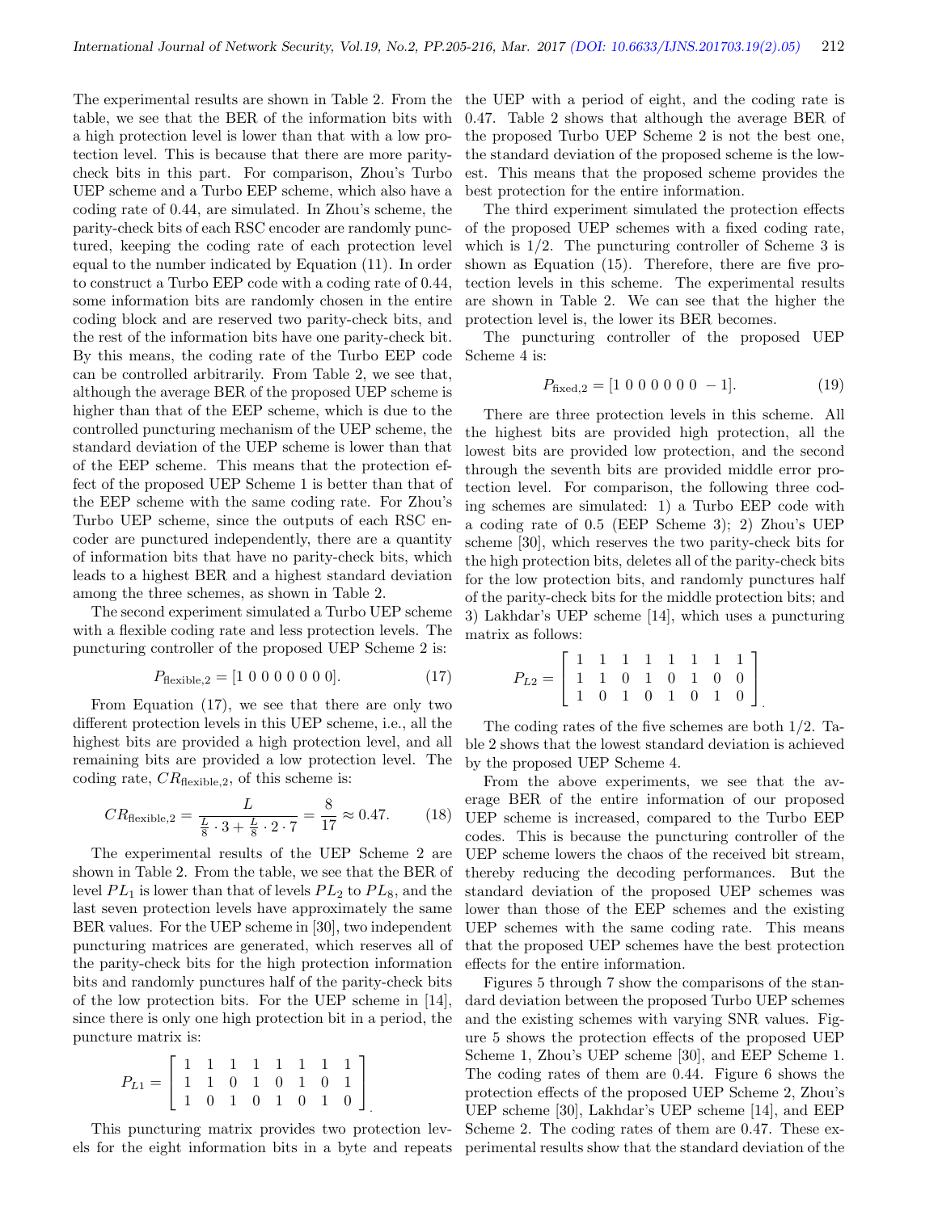The experimental results are shown in Table 2. From the table, we see that the BER of the information bits with a high protection level is lower than that with a low protection level. This is because that there are more parity-check bits in this part. For comparison, Zhou's Turbo UEP scheme and a Turbo EEP scheme, which also have a coding rate of 0.44, are simulated. In Zhou's scheme, the parity-check bits of each RSC encoder are randomly punctured, keeping the coding rate of each protection level equal to the number indicated by Equation (11). In order to construct a Turbo EEP code with a coding rate of 0.44, some information bits are randomly chosen in the entire coding block and are reserved two parity-check bits, and the rest of the information bits have one parity-check bit. By this means, the coding rate of the Turbo EEP code can be controlled arbitrarily. From Table 2, we see that, although the average BER of the proposed UEP scheme is higher than that of the EEP scheme, which is due to the controlled puncturing mechanism of the UEP scheme, the standard deviation of the UEP scheme is lower than that of the EEP scheme. This means that the protection effect of the proposed UEP Scheme 1 is better than that of the EEP scheme with the same coding rate. For Zhou's Turbo UEP scheme, since the outputs of each RSC encoder are punctured independently, there are a quantity of information bits that have no parity-check bits, which leads to a highest BER and a highest standard deviation among the three schemes, as shown in Table 2.

The second experiment simulated a Turbo UEP scheme with a flexible coding rate and less protection levels. The puncturing controller of the proposed UEP Scheme 2 is:

$$P_{\text{flexible},2} = [1\ 0\ 0\ 0\ 0\ 0\ 0\ 0]. \tag{17}$$

From Equation (17), we see that there are only two different protection levels in this UEP scheme, i.e., all the highest bits are provided a high protection level, and all remaining bits are provided a low protection level. The coding rate, $CR_{\text{flexible},2}$, of this scheme is:

$$CR_{\text{flexible},2} = \frac{L}{\frac{L}{8} \cdot 3 + \frac{L}{8} \cdot 2 \cdot 7} = \frac{8}{17} \approx 0.47. \tag{18}$$

The experimental results of the UEP Scheme 2 are shown in Table 2. From the table, we see that the BER of level $PL_1$ is lower than that of levels $PL_2$ to $PL_8$, and the last seven protection levels have approximately the same BER values. For the UEP scheme in [30], two independent puncturing matrices are generated, which reserves all of the parity-check bits for the high protection information bits and randomly punctures half of the parity-check bits of the low protection bits. For the UEP scheme in [14], since there is only one high protection bit in a period, the puncture matrix is:

$$P_{L1} = \begin{bmatrix} 1 & 1 & 1 & 1 & 1 & 1 & 1 & 1 \\ 1 & 1 & 0 & 1 & 0 & 1 & 0 & 1 \\ 1 & 0 & 1 & 0 & 1 & 0 & 1 & 0 \end{bmatrix}.$$

This puncturing matrix provides two protection levels for the eight information bits in a byte and repeats the UEP with a period of eight, and the coding rate is 0.47. Table 2 shows that although the average BER of the proposed Turbo UEP Scheme 2 is not the best one, the standard deviation of the proposed scheme is the lowest. This means that the proposed scheme provides the best protection for the entire information.

The third experiment simulated the protection effects of the proposed UEP schemes with a fixed coding rate, which is 1/2. The puncturing controller of Scheme 3 is shown as Equation (15). Therefore, there are five protection levels in this scheme. The experimental results are shown in Table 2. We can see that the higher the protection level is, the lower its BER becomes.

The puncturing controller of the proposed UEP Scheme 4 is:

$$P_{\text{fixed},2} = [1\ 0\ 0\ 0\ 0\ 0\ 0\ -1]. \tag{19}$$

There are three protection levels in this scheme. All the highest bits are provided high protection, all the lowest bits are provided low protection, and the second through the seventh bits are provided middle error protection level. For comparison, the following three coding schemes are simulated: 1) a Turbo EEP code with a coding rate of 0.5 (EEP Scheme 3); 2) Zhou's UEP scheme [30], which reserves the two parity-check bits for the high protection bits, deletes all of the parity-check bits for the low protection bits, and randomly punctures half of the parity-check bits for the middle protection bits; and 3) Lakhdar's UEP scheme [14], which uses a puncturing matrix as follows:

$$P_{L2} = \begin{bmatrix} 1 & 1 & 1 & 1 & 1 & 1 & 1 & 1 \\ 1 & 1 & 0 & 1 & 0 & 1 & 0 & 0 \\ 1 & 0 & 1 & 0 & 1 & 0 & 1 & 0 \end{bmatrix}.$$

The coding rates of the five schemes are both 1/2. Table 2 shows that the lowest standard deviation is achieved by the proposed UEP Scheme 4.

From the above experiments, we see that the average BER of the entire information of our proposed UEP scheme is increased, compared to the Turbo EEP codes. This is because the puncturing controller of the UEP scheme lowers the chaos of the received bit stream, thereby reducing the decoding performances. But the standard deviation of the proposed UEP schemes was lower than those of the EEP schemes and the existing UEP schemes with the same coding rate. This means that the proposed UEP schemes have the best protection effects for the entire information.

Figures 5 through 7 show the comparisons of the standard deviation between the proposed Turbo UEP schemes and the existing schemes with varying SNR values. Figure 5 shows the protection effects of the proposed UEP Scheme 1, Zhou's UEP scheme [30], and EEP Scheme 1. The coding rates of them are 0.44. Figure 6 shows the protection effects of the proposed UEP Scheme 2, Zhou's UEP scheme [30], Lakhdar's UEP scheme [14], and EEP Scheme 2. The coding rates of them are 0.47. These experimental results show that the standard deviation of the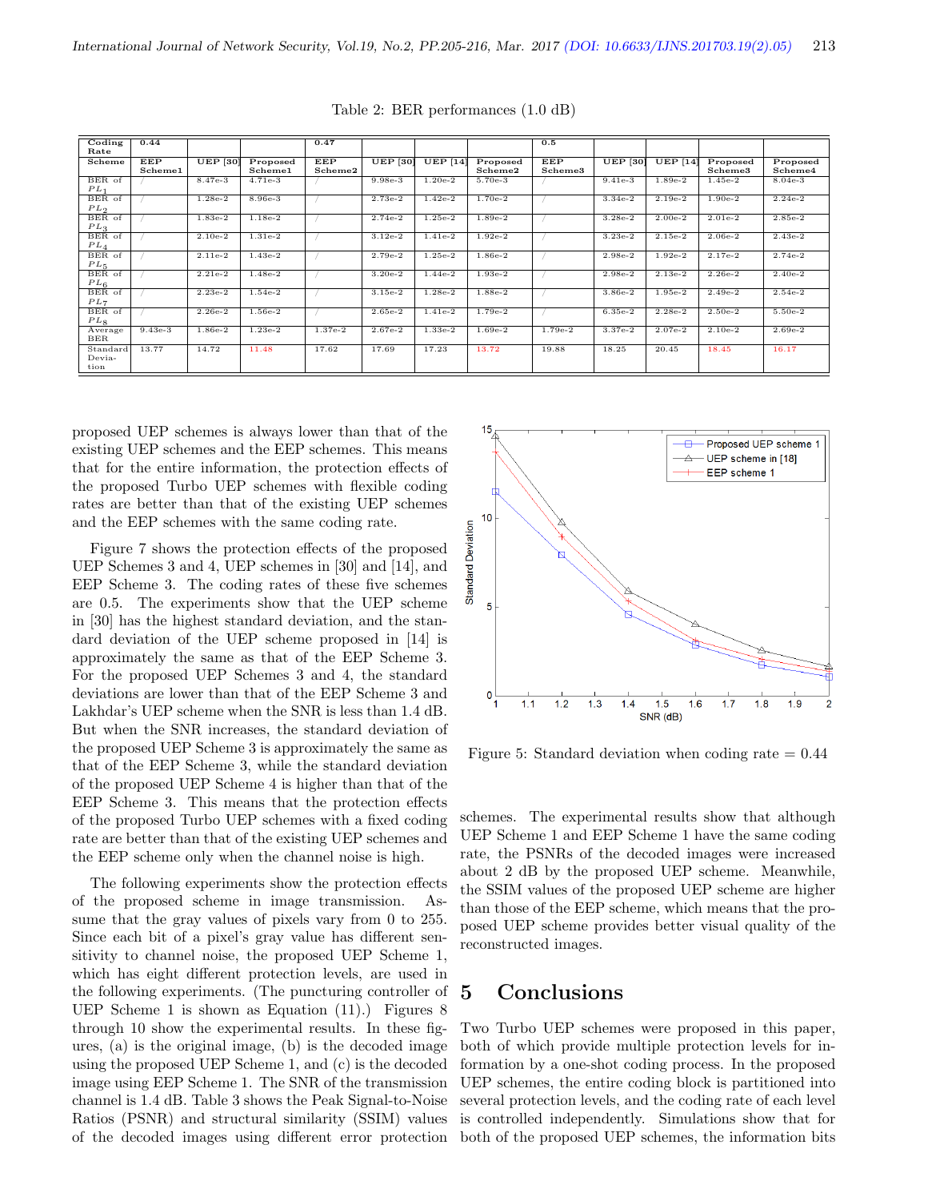Table 2: BER performances (1.0 dB)

| Coding Rate | 0.44 | | | 0.47 | | | | 0.5 | | | | |
|---|---|---|---|---|---|---|---|---|---|---|---|---|
| Scheme | EEP Scheme1 | UEP [30] | Proposed Scheme1 | EEP Scheme2 | UEP [30] | UEP [14] | Proposed Scheme2 | EEP Scheme3 | UEP [30] | UEP [14] | Proposed Scheme3 | Proposed Scheme4 |
| BER of $PL_1$ | / | 8.47e-3 | 4.71e-3 | / | 9.98e-3 | 1.20e-2 | 5.70e-3 | / | 9.41e-3 | 1.89e-2 | 1.45e-2 | 8.04e-3 |
| BER of $PL_2$ | / | 1.28e-2 | 8.96e-3 | / | 2.73e-2 | 1.42e-2 | 1.70e-2 | / | 3.34e-2 | 2.19e-2 | 1.90e-2 | 2.24e-2 |
| BER of $PL_3$ | / | 1.83e-2 | 1.18e-2 | / | 2.74e-2 | 1.25e-2 | 1.89e-2 | / | 3.28e-2 | 2.00e-2 | 2.01e-2 | 2.85e-2 |
| BER of $PL_4$ | / | 2.10e-2 | 1.31e-2 | / | 3.12e-2 | 1.41e-2 | 1.92e-2 | / | 3.23e-2 | 2.15e-2 | 2.06e-2 | 2.43e-2 |
| BER of $PL_5$ | / | 2.11e-2 | 1.43e-2 | / | 2.79e-2 | 1.25e-2 | 1.86e-2 | / | 2.98e-2 | 1.92e-2 | 2.17e-2 | 2.74e-2 |
| BER of $PL_6$ | / | 2.21e-2 | 1.48e-2 | / | 3.20e-2 | 1.44e-2 | 1.93e-2 | / | 2.98e-2 | 2.13e-2 | 2.26e-2 | 2.40e-2 |
| BER of $PL_7$ | / | 2.23e-2 | 1.54e-2 | / | 3.15e-2 | 1.28e-2 | 1.88e-2 | / | 3.86e-2 | 1.95e-2 | 2.49e-2 | 2.54e-2 |
| BER of $PL_8$ | / | 2.26e-2 | 1.56e-2 | / | 2.65e-2 | 1.41e-2 | 1.79e-2 | / | 6.35e-2 | 2.28e-2 | 2.50e-2 | 5.50e-2 |
| Average BER | 9.43e-3 | 1.86e-2 | 1.23e-2 | 1.37e-2 | 2.67e-2 | 1.33e-2 | 1.69e-2 | 1.79e-2 | 3.37e-2 | 2.07e-2 | 2.10e-2 | 2.69e-2 |
| Standard Deviation | 13.77 | 14.72 | 11.48 | 17.62 | 17.69 | 17.23 | 13.72 | 19.88 | 18.25 | 20.45 | 18.45 | 16.17 |

proposed UEP schemes is always lower than that of the existing UEP schemes and the EEP schemes. This means that for the entire information, the protection effects of the proposed Turbo UEP schemes with flexible coding rates are better than that of the existing UEP schemes and the EEP schemes with the same coding rate.

Figure 7 shows the protection effects of the proposed UEP Schemes 3 and 4, UEP schemes in [30] and [14], and EEP Scheme 3. The coding rates of these five schemes are 0.5. The experiments show that the UEP scheme in [30] has the highest standard deviation, and the standard deviation of the UEP scheme proposed in [14] is approximately the same as that of the EEP Scheme 3. For the proposed UEP Schemes 3 and 4, the standard deviations are lower than that of the EEP Scheme 3 and Lakhdar's UEP scheme when the SNR is less than 1.4 dB. But when the SNR increases, the standard deviation of the proposed UEP Scheme 3 is approximately the same as that of the EEP Scheme 3, while the standard deviation of the proposed UEP Scheme 4 is higher than that of the EEP Scheme 3. This means that the protection effects of the proposed Turbo UEP schemes with a fixed coding rate are better than that of the existing UEP schemes and the EEP scheme only when the channel noise is high.

The following experiments show the protection effects of the proposed scheme in image transmission. Assume that the gray values of pixels vary from 0 to 255. Since each bit of a pixel's gray value has different sensitivity to channel noise, the proposed UEP Scheme 1, which has eight different protection levels, are used in the following experiments. (The puncturing controller of UEP Scheme 1 is shown as Equation (11).) Figures 8 through 10 show the experimental results. In these figures, (a) is the original image, (b) is the decoded image using the proposed UEP Scheme 1, and (c) is the decoded image using EEP Scheme 1. The SNR of the transmission channel is 1.4 dB. Table 3 shows the Peak Signal-to-Noise Ratios (PSNR) and structural similarity (SSIM) values of the decoded images using different error protection schemes. The experimental results show that although UEP Scheme 1 and EEP Scheme 1 have the same coding rate, the PSNRs of the decoded images were increased about 2 dB by the proposed UEP scheme. Meanwhile, the SSIM values of the proposed UEP scheme are higher than those of the EEP scheme, which means that the proposed UEP scheme provides better visual quality of the reconstructed images.

Figure 5: Standard deviation when coding rate = 0.44

## 5 Conclusions

Two Turbo UEP schemes were proposed in this paper, both of which provide multiple protection levels for information by a one-shot coding process. In the proposed UEP schemes, the entire coding block is partitioned into several protection levels, and the coding rate of each level is controlled independently. Simulations show that for both of the proposed UEP schemes, the information bits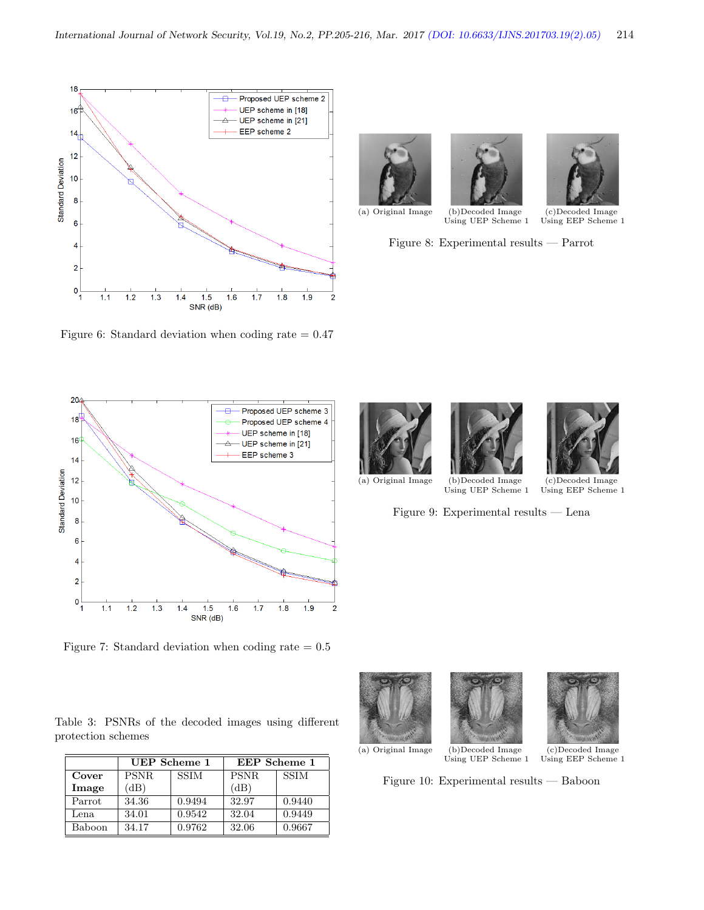Figure 6: Standard deviation when coding rate = 0.47

(a) Original Image (b)Decoded Image Using UEP Scheme 1 (c)Decoded Image Using EEP Scheme 1

Figure 8: Experimental results — Parrot

Figure 7: Standard deviation when coding rate = 0.5

(a) Original Image (b)Decoded Image Using UEP Scheme 1 (c)Decoded Image Using EEP Scheme 1

Figure 9: Experimental results — Lena

Table 3: PSNRs of the decoded images using different protection schemes

| | UEP Scheme 1 | | EEP Scheme 1 | |
|---|---|---|---|---|
| **Cover Image** | PSNR (dB) | SSIM | PSNR (dB) | SSIM |
| Parrot | 34.36 | 0.9494 | 32.97 | 0.9440 |
| Lena | 34.01 | 0.9542 | 32.04 | 0.9449 |
| Baboon | 34.17 | 0.9762 | 32.06 | 0.9667 |

(a) Original Image (b)Decoded Image Using UEP Scheme 1 (c)Decoded Image Using EEP Scheme 1

Figure 10: Experimental results — Baboon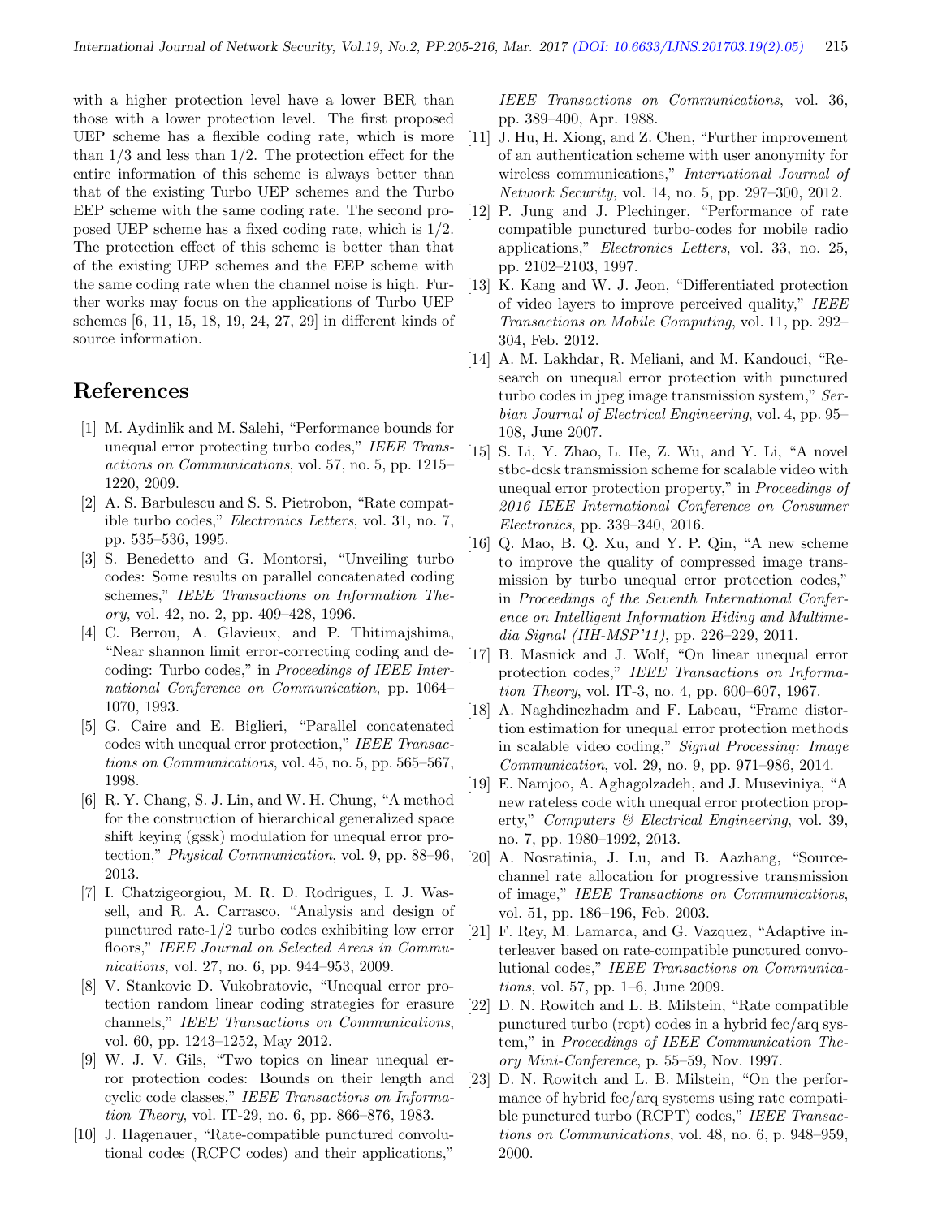with a higher protection level have a lower BER than those with a lower protection level. The first proposed UEP scheme has a flexible coding rate, which is more than 1/3 and less than 1/2. The protection effect for the entire information of this scheme is always better than that of the existing Turbo UEP schemes and the Turbo EEP scheme with the same coding rate. The second proposed UEP scheme has a fixed coding rate, which is 1/2. The protection effect of this scheme is better than that of the existing UEP schemes and the EEP scheme with the same coding rate when the channel noise is high. Further works may focus on the applications of Turbo UEP schemes [6, 11, 15, 18, 19, 24, 27, 29] in different kinds of source information.

## References

[1] M. Aydinlik and M. Salehi, "Performance bounds for unequal error protecting turbo codes," *IEEE Transactions on Communications*, vol. 57, no. 5, pp. 1215–1220, 2009.

[2] A. S. Barbulescu and S. S. Pietrobon, "Rate compatible turbo codes," *Electronics Letters*, vol. 31, no. 7, pp. 535–536, 1995.

[3] S. Benedetto and G. Montorsi, "Unveiling turbo codes: Some results on parallel concatenated coding schemes," *IEEE Transactions on Information Theory*, vol. 42, no. 2, pp. 409–428, 1996.

[4] C. Berrou, A. Glavieux, and P. Thitimajshima, "Near shannon limit error-correcting coding and decoding: Turbo codes," in *Proceedings of IEEE International Conference on Communication*, pp. 1064–1070, 1993.

[5] G. Caire and E. Biglieri, "Parallel concatenated codes with unequal error protection," *IEEE Transactions on Communications*, vol. 45, no. 5, pp. 565–567, 1998.

[6] R. Y. Chang, S. J. Lin, and W. H. Chung, "A method for the construction of hierarchical generalized space shift keying (gssk) modulation for unequal error protection," *Physical Communication*, vol. 9, pp. 88–96, 2013.

[7] I. Chatzigeorgiou, M. R. D. Rodrigues, I. J. Wassell, and R. A. Carrasco, "Analysis and design of punctured rate-1/2 turbo codes exhibiting low error floors," *IEEE Journal on Selected Areas in Communications*, vol. 27, no. 6, pp. 944–953, 2009.

[8] V. Stankovic D. Vukobratovic, "Unequal error protection random linear coding strategies for erasure channels," *IEEE Transactions on Communications*, vol. 60, pp. 1243–1252, May 2012.

[9] W. J. V. Gils, "Two topics on linear unequal error protection codes: Bounds on their length and cyclic code classes," *IEEE Transactions on Information Theory*, vol. IT-29, no. 6, pp. 866–876, 1983.

[10] J. Hagenauer, "Rate-compatible punctured convolutional codes (RCPC codes) and their applications," *IEEE Transactions on Communications*, vol. 36, pp. 389–400, Apr. 1988.

[11] J. Hu, H. Xiong, and Z. Chen, "Further improvement of an authentication scheme with user anonymity for wireless communications," *International Journal of Network Security*, vol. 14, no. 5, pp. 297–300, 2012.

[12] P. Jung and J. Plechinger, "Performance of rate compatible punctured turbo-codes for mobile radio applications," *Electronics Letters*, vol. 33, no. 25, pp. 2102–2103, 1997.

[13] K. Kang and W. J. Jeon, "Differentiated protection of video layers to improve perceived quality," *IEEE Transactions on Mobile Computing*, vol. 11, pp. 292–304, Feb. 2012.

[14] A. M. Lakhdar, R. Meliani, and M. Kandouci, "Research on unequal error protection with punctured turbo codes in jpeg image transmission system," *Serbian Journal of Electrical Engineering*, vol. 4, pp. 95–108, June 2007.

[15] S. Li, Y. Zhao, L. He, Z. Wu, and Y. Li, "A novel stbc-dcsk transmission scheme for scalable video with unequal error protection property," in *Proceedings of 2016 IEEE International Conference on Consumer Electronics*, pp. 339–340, 2016.

[16] Q. Mao, B. Q. Xu, and Y. P. Qin, "A new scheme to improve the quality of compressed image transmission by turbo unequal error protection codes," in *Proceedings of the Seventh International Conference on Intelligent Information Hiding and Multimedia Signal (IIH-MSP'11)*, pp. 226–229, 2011.

[17] B. Masnick and J. Wolf, "On linear unequal error protection codes," *IEEE Transactions on Information Theory*, vol. IT-3, no. 4, pp. 600–607, 1967.

[18] A. Naghdinezhadm and F. Labeau, "Frame distortion estimation for unequal error protection methods in scalable video coding," *Signal Processing: Image Communication*, vol. 29, no. 9, pp. 971–986, 2014.

[19] E. Namjoo, A. Aghagolzadeh, and J. Museviniya, "A new rateless code with unequal error protection property," *Computers & Electrical Engineering*, vol. 39, no. 7, pp. 1980–1992, 2013.

[20] A. Nosratinia, J. Lu, and B. Aazhang, "Source-channel rate allocation for progressive transmission of image," *IEEE Transactions on Communications*, vol. 51, pp. 186–196, Feb. 2003.

[21] F. Rey, M. Lamarca, and G. Vazquez, "Adaptive interleaver based on rate-compatible punctured convolutional codes," *IEEE Transactions on Communications*, vol. 57, pp. 1–6, June 2009.

[22] D. N. Rowitch and L. B. Milstein, "Rate compatible punctured turbo (rcpt) codes in a hybrid fec/arq system," in *Proceedings of IEEE Communication Theory Mini-Conference*, p. 55–59, Nov. 1997.

[23] D. N. Rowitch and L. B. Milstein, "On the performance of hybrid fec/arq systems using rate compatible punctured turbo (RCPT) codes," *IEEE Transactions on Communications*, vol. 48, no. 6, p. 948–959, 2000.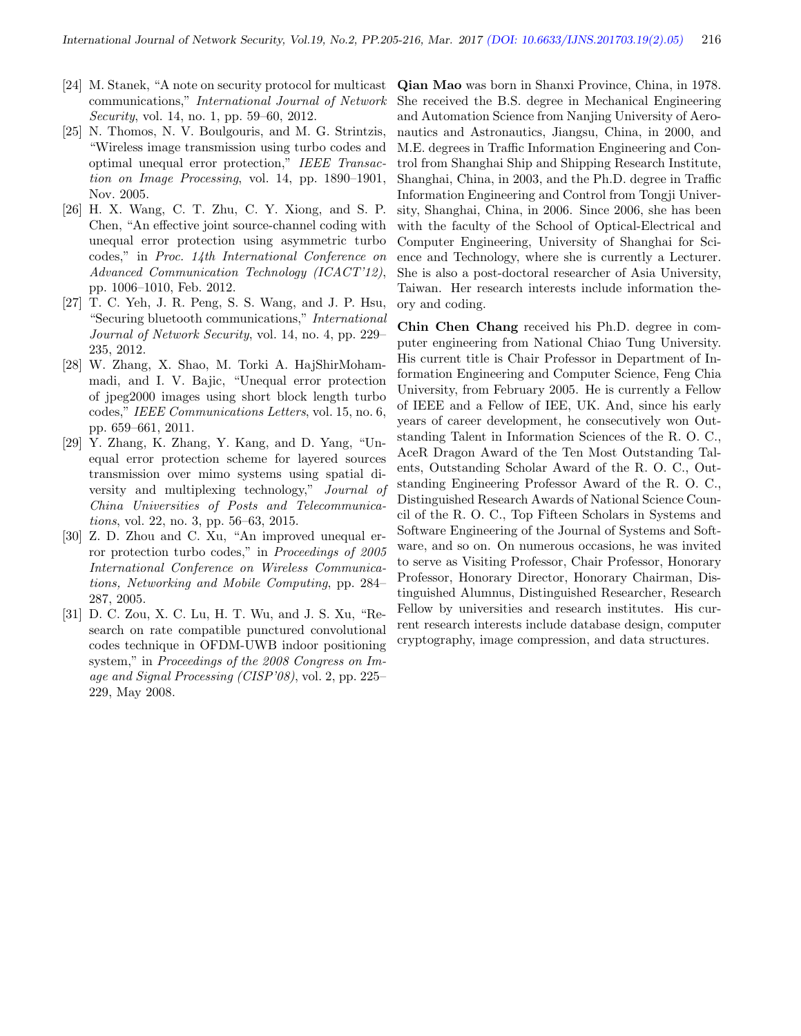[24] M. Stanek, "A note on security protocol for multicast communications," *International Journal of Network Security*, vol. 14, no. 1, pp. 59–60, 2012.

[25] N. Thomos, N. V. Boulgouris, and M. G. Strintzis, "Wireless image transmission using turbo codes and optimal unequal error protection," *IEEE Transaction on Image Processing*, vol. 14, pp. 1890–1901, Nov. 2005.

[26] H. X. Wang, C. T. Zhu, C. Y. Xiong, and S. P. Chen, "An effective joint source-channel coding with unequal error protection using asymmetric turbo codes," in *Proc. 14th International Conference on Advanced Communication Technology (ICACT'12)*, pp. 1006–1010, Feb. 2012.

[27] T. C. Yeh, J. R. Peng, S. S. Wang, and J. P. Hsu, "Securing bluetooth communications," *International Journal of Network Security*, vol. 14, no. 4, pp. 229–235, 2012.

[28] W. Zhang, X. Shao, M. Torki A. HajShirMohammadi, and I. V. Bajic, "Unequal error protection of jpeg2000 images using short block length turbo codes," *IEEE Communications Letters*, vol. 15, no. 6, pp. 659–661, 2011.

[29] Y. Zhang, K. Zhang, Y. Kang, and D. Yang, "Unequal error protection scheme for layered sources transmission over mimo systems using spatial diversity and multiplexing technology," *Journal of China Universities of Posts and Telecommunications*, vol. 22, no. 3, pp. 56–63, 2015.

[30] Z. D. Zhou and C. Xu, "An improved unequal error protection turbo codes," in *Proceedings of 2005 International Conference on Wireless Communications, Networking and Mobile Computing*, pp. 284–287, 2005.

[31] D. C. Zou, X. C. Lu, H. T. Wu, and J. S. Xu, "Research on rate compatible punctured convolutional codes technique in OFDM-UWB indoor positioning system," in *Proceedings of the 2008 Congress on Image and Signal Processing (CISP'08)*, vol. 2, pp. 225–229, May 2008.

**Qian Mao** was born in Shanxi Province, China, in 1978. She received the B.S. degree in Mechanical Engineering and Automation Science from Nanjing University of Aeronautics and Astronautics, Jiangsu, China, in 2000, and M.E. degrees in Traffic Information Engineering and Control from Shanghai Ship and Shipping Research Institute, Shanghai, China, in 2003, and the Ph.D. degree in Traffic Information Engineering and Control from Tongji University, Shanghai, China, in 2006. Since 2006, she has been with the faculty of the School of Optical-Electrical and Computer Engineering, University of Shanghai for Science and Technology, where she is currently a Lecturer. She is also a post-doctoral researcher of Asia University, Taiwan. Her research interests include information theory and coding.

**Chin Chen Chang** received his Ph.D. degree in computer engineering from National Chiao Tung University. His current title is Chair Professor in Department of Information Engineering and Computer Science, Feng Chia University, from February 2005. He is currently a Fellow of IEEE and a Fellow of IEE, UK. And, since his early years of career development, he consecutively won Outstanding Talent in Information Sciences of the R. O. C., AceR Dragon Award of the Ten Most Outstanding Talents, Outstanding Scholar Award of the R. O. C., Outstanding Engineering Professor Award of the R. O. C., Distinguished Research Awards of National Science Council of the R. O. C., Top Fifteen Scholars in Systems and Software Engineering of the Journal of Systems and Software, and so on. On numerous occasions, he was invited to serve as Visiting Professor, Chair Professor, Honorary Professor, Honorary Director, Honorary Chairman, Distinguished Alumnus, Distinguished Researcher, Research Fellow by universities and research institutes. His current research interests include database design, computer cryptography, image compression, and data structures.